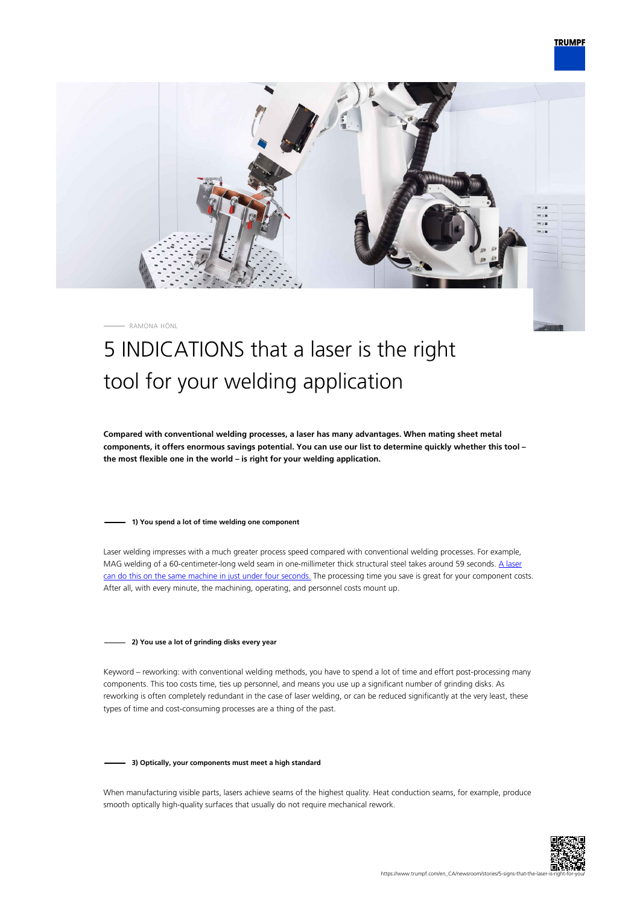RAMONA HÖNL

# 5 INDICATIONS that a laser is the right tool for your welding application

**Compared with conventional welding processes, a laser has many advantages. When mating sheet metal components, it offers enormous savings potential. You can use our list to determine quickly whether this tool – the most flexible one in the world – is right for your welding application.**

## 1) You spend a lot of time welding one component

Laser welding impresses with a much greater process speed compared with conventional welding processes. For example, MAG welding of a 60-centimeter-long weld seam in one-millimeter thick structural steel takes around 59 seconds. [A laser can do this on the same machine in just under four seconds.] The processing time you save is great for your component costs. After all, with every minute, the machining, operating, and personnel costs mount up.

## 2) You use a lot of grinding disks every year

Keyword – reworking: with conventional welding methods, you have to spend a lot of time and effort post-processing many components. This too costs time, ties up personnel, and means you use up a significant number of grinding disks. As reworking is often completely redundant in the case of laser welding, or can be reduced significantly at the very least, these types of time and cost-consuming processes are a thing of the past.

## 3) Optically, your components must meet a high standard

When manufacturing visible parts, lasers achieve seams of the highest quality. Heat conduction seams, for example, produce smooth optically high-quality surfaces that usually do not require mechanical rework.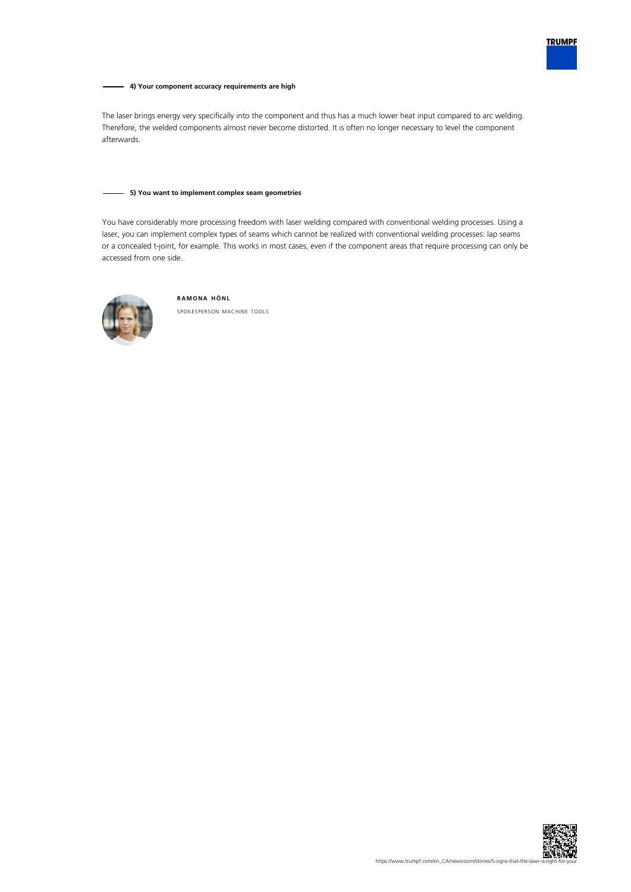#### 4) Your component accuracy requirements are high

The laser brings energy very specifically into the component and thus has a much lower heat input compared to arc welding. Therefore, the welded components almost never become distorted. It is often no longer necessary to level the component afterwards.

#### 5) You want to implement complex seam geometries

You have considerably more processing freedom with laser welding compared with conventional welding processes. Using a laser, you can implement complex types of seams which cannot be realized with conventional welding processes: lap seams or a concealed t-joint, for example. This works in most cases, even if the component areas that require processing can only be accessed from one side.

**RAMONA HÖNL**

SPOKESPERSON MACHINE TOOLS